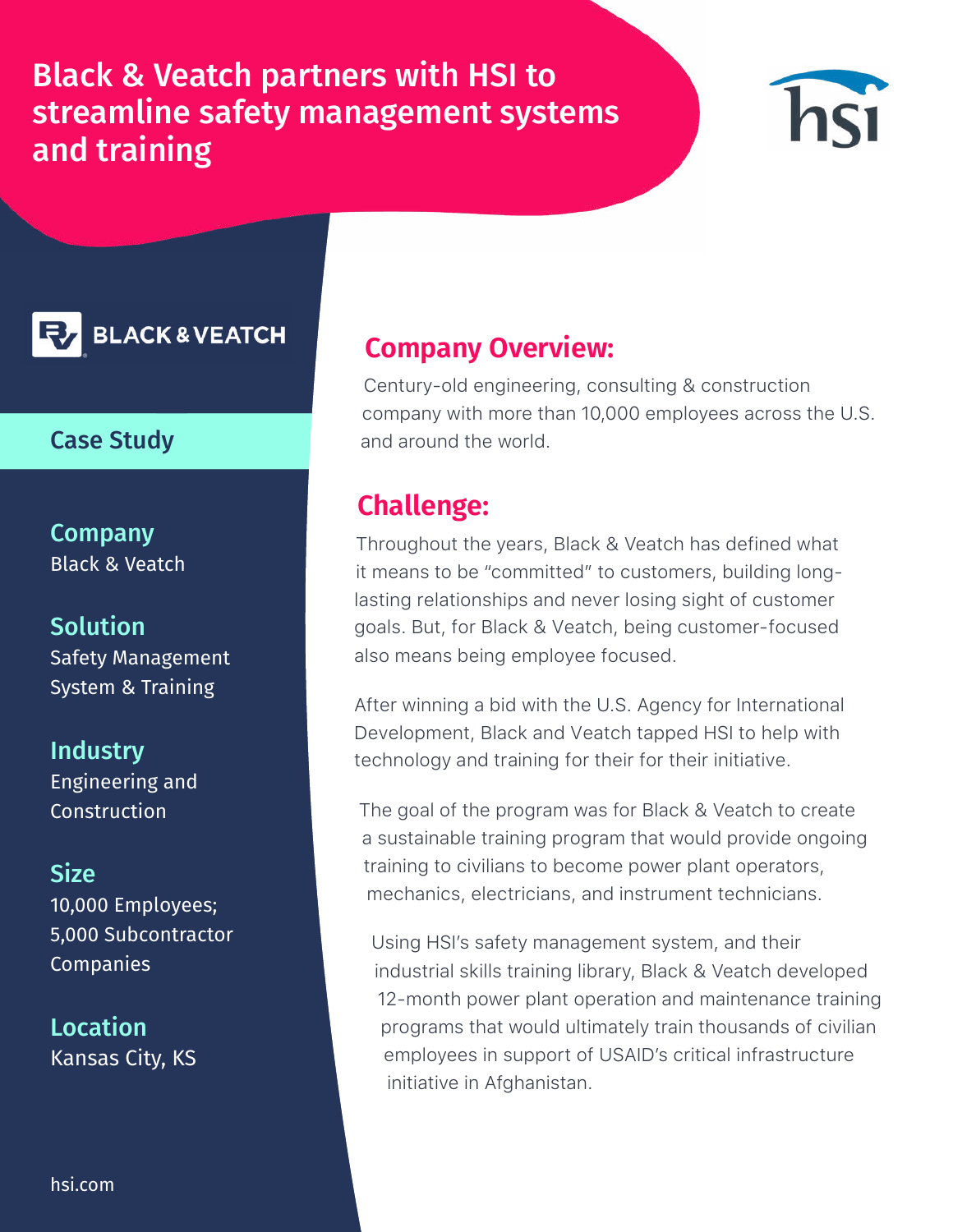# Black & Veatch partners with HSI to streamline safety management systems and training

BLACK & VEATCH

## Case Study

**Company**
Black & Veatch

**Solution**
Safety Management System & Training

**Industry**
Engineering and Construction

**Size**
10,000 Employees; 5,000 Subcontractor Companies

**Location**
Kansas City, KS

hsi.com

## Company Overview:

Century-old engineering, consulting & construction company with more than 10,000 employees across the U.S. and around the world.

## Challenge:

Throughout the years, Black & Veatch has defined what it means to be "committed" to customers, building long-lasting relationships and never losing sight of customer goals. But, for Black & Veatch, being customer-focused also means being employee focused.

After winning a bid with the U.S. Agency for International Development, Black and Veatch tapped HSI to help with technology and training for their for their initiative.

The goal of the program was for Black & Veatch to create a sustainable training program that would provide ongoing training to civilians to become power plant operators, mechanics, electricians, and instrument technicians.

Using HSI's safety management system, and their industrial skills training library, Black & Veatch developed 12-month power plant operation and maintenance training programs that would ultimately train thousands of civilian employees in support of USAID's critical infrastructure initiative in Afghanistan.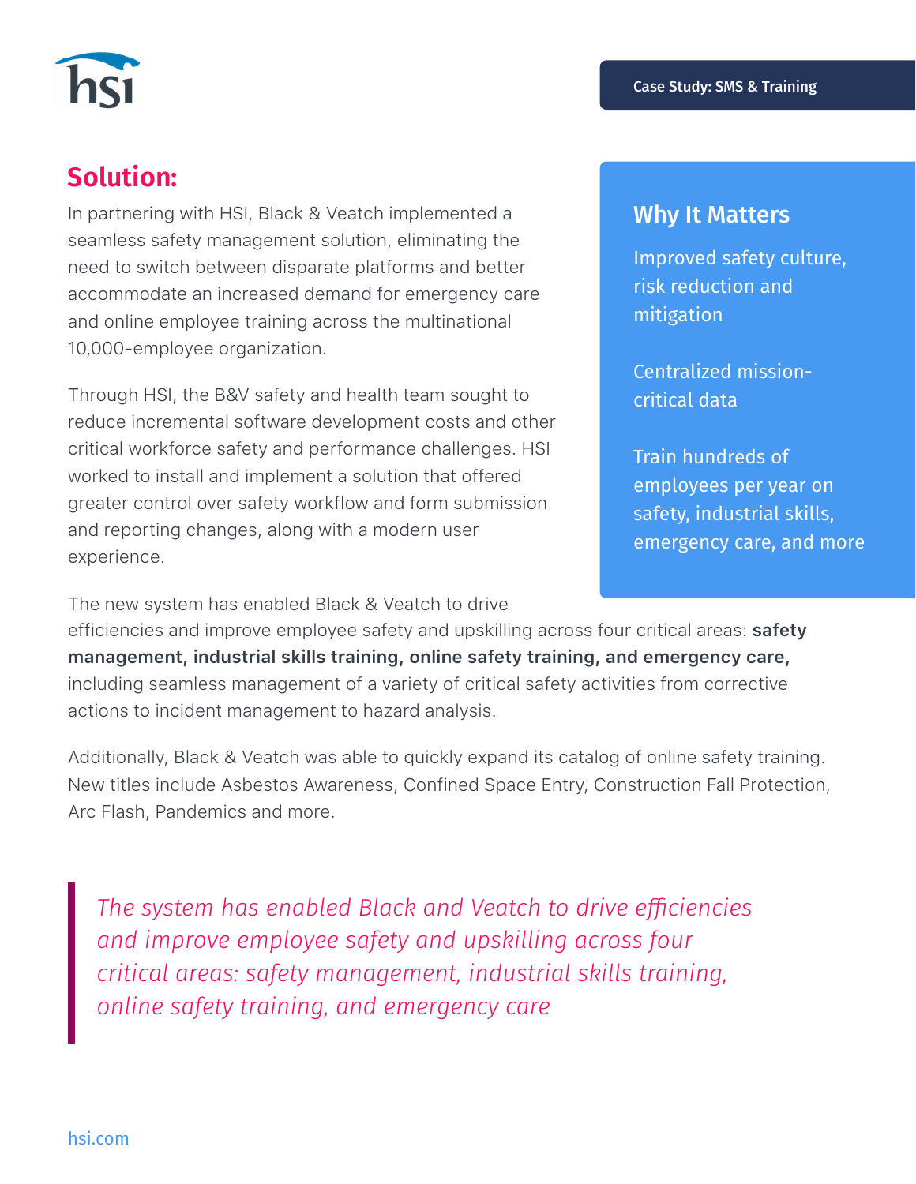## Solution:

In partnering with HSI, Black & Veatch implemented a seamless safety management solution, eliminating the need to switch between disparate platforms and better accommodate an increased demand for emergency care and online employee training across the multinational 10,000-employee organization.

Through HSI, the B&V safety and health team sought to reduce incremental software development costs and other critical workforce safety and performance challenges. HSI worked to install and implement a solution that offered greater control over safety workflow and form submission and reporting changes, along with a modern user experience.

The new system has enabled Black & Veatch to drive efficiencies and improve employee safety and upskilling across four critical areas: **safety management, industrial skills training, online safety training, and emergency care,** including seamless management of a variety of critical safety activities from corrective actions to incident management to hazard analysis.

Additionally, Black & Veatch was able to quickly expand its catalog of online safety training. New titles include Asbestos Awareness, Confined Space Entry, Construction Fall Protection, Arc Flash, Pandemics and more.

### Why It Matters

Improved safety culture, risk reduction and mitigation

Centralized mission-critical data

Train hundreds of employees per year on safety, industrial skills, emergency care, and more

> *The system has enabled Black and Veatch to drive efficiencies and improve employee safety and upskilling across four critical areas: safety management, industrial skills training, online safety training, and emergency care*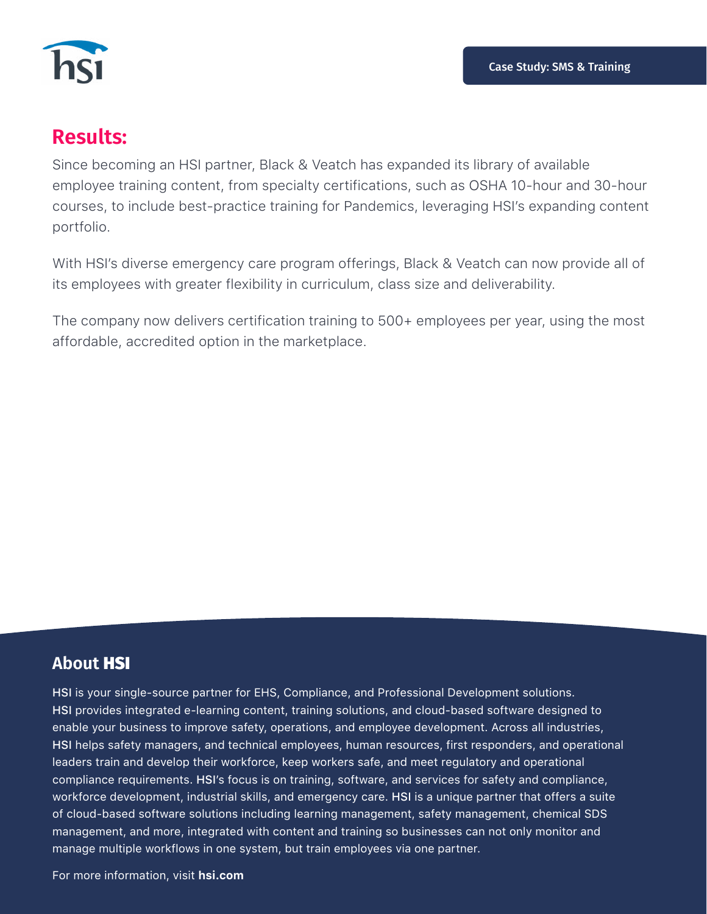## Results:

Since becoming an HSI partner, Black & Veatch has expanded its library of available employee training content, from specialty certifications, such as OSHA 10-hour and 30-hour courses, to include best-practice training for Pandemics, leveraging HSI's expanding content portfolio.

With HSI's diverse emergency care program offerings, Black & Veatch can now provide all of its employees with greater flexibility in curriculum, class size and deliverability.

The company now delivers certification training to 500+ employees per year, using the most affordable, accredited option in the marketplace.

## About **HSI**

HSI is your single-source partner for EHS, Compliance, and Professional Development solutions. HSI provides integrated e-learning content, training solutions, and cloud-based software designed to enable your business to improve safety, operations, and employee development. Across all industries, HSI helps safety managers, and technical employees, human resources, first responders, and operational leaders train and develop their workforce, keep workers safe, and meet regulatory and operational compliance requirements. HSI's focus is on training, software, and services for safety and compliance, workforce development, industrial skills, and emergency care. HSI is a unique partner that offers a suite of cloud-based software solutions including learning management, safety management, chemical SDS management, and more, integrated with content and training so businesses can not only monitor and manage multiple workflows in one system, but train employees via one partner.

For more information, visit **hsi.com**